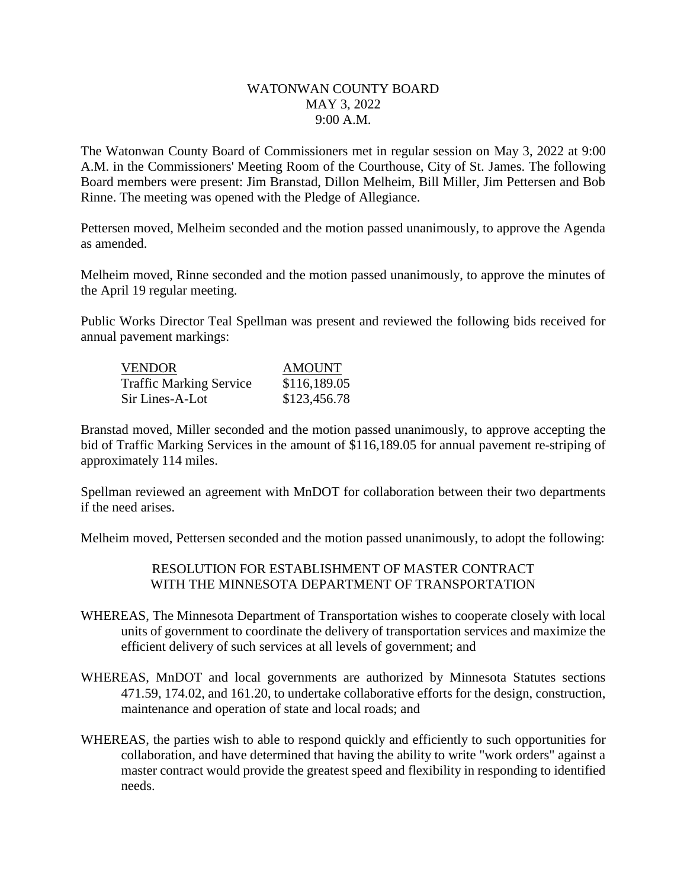# WATONWAN COUNTY BOARD
## MAY 3, 2022
## 9:00 A.M.

The Watonwan County Board of Commissioners met in regular session on May 3, 2022 at 9:00 A.M. in the Commissioners' Meeting Room of the Courthouse, City of St. James. The following Board members were present: Jim Branstad, Dillon Melheim, Bill Miller, Jim Pettersen and Bob Rinne. The meeting was opened with the Pledge of Allegiance.

Pettersen moved, Melheim seconded and the motion passed unanimously, to approve the Agenda as amended.

Melheim moved, Rinne seconded and the motion passed unanimously, to approve the minutes of the April 19 regular meeting.

Public Works Director Teal Spellman was present and reviewed the following bids received for annual pavement markings:

| VENDOR | AMOUNT |
|---|---|
| Traffic Marking Service | $116,189.05 |
| Sir Lines-A-Lot | $123,456.78 |

Branstad moved, Miller seconded and the motion passed unanimously, to approve accepting the bid of Traffic Marking Services in the amount of $116,189.05 for annual pavement re-striping of approximately 114 miles.

Spellman reviewed an agreement with MnDOT for collaboration between their two departments if the need arises.

Melheim moved, Pettersen seconded and the motion passed unanimously, to adopt the following:

### RESOLUTION FOR ESTABLISHMENT OF MASTER CONTRACT WITH THE MINNESOTA DEPARTMENT OF TRANSPORTATION

WHEREAS, The Minnesota Department of Transportation wishes to cooperate closely with local units of government to coordinate the delivery of transportation services and maximize the efficient delivery of such services at all levels of government; and

WHEREAS, MnDOT and local governments are authorized by Minnesota Statutes sections 471.59, 174.02, and 161.20, to undertake collaborative efforts for the design, construction, maintenance and operation of state and local roads; and

WHEREAS, the parties wish to able to respond quickly and efficiently to such opportunities for collaboration, and have determined that having the ability to write "work orders" against a master contract would provide the greatest speed and flexibility in responding to identified needs.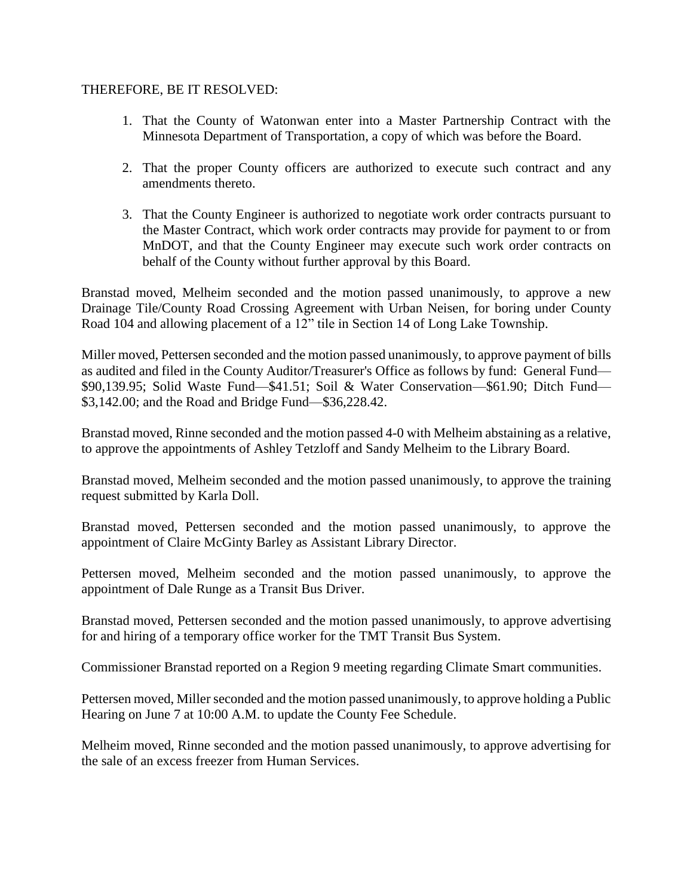THEREFORE, BE IT RESOLVED:

1. That the County of Watonwan enter into a Master Partnership Contract with the Minnesota Department of Transportation, a copy of which was before the Board.

2. That the proper County officers are authorized to execute such contract and any amendments thereto.

3. That the County Engineer is authorized to negotiate work order contracts pursuant to the Master Contract, which work order contracts may provide for payment to or from MnDOT, and that the County Engineer may execute such work order contracts on behalf of the County without further approval by this Board.

Branstad moved, Melheim seconded and the motion passed unanimously, to approve a new Drainage Tile/County Road Crossing Agreement with Urban Neisen, for boring under County Road 104 and allowing placement of a 12" tile in Section 14 of Long Lake Township.

Miller moved, Pettersen seconded and the motion passed unanimously, to approve payment of bills as audited and filed in the County Auditor/Treasurer's Office as follows by fund: General Fund—$90,139.95; Solid Waste Fund—$41.51; Soil & Water Conservation—$61.90; Ditch Fund—$3,142.00; and the Road and Bridge Fund—$36,228.42.

Branstad moved, Rinne seconded and the motion passed 4-0 with Melheim abstaining as a relative, to approve the appointments of Ashley Tetzloff and Sandy Melheim to the Library Board.

Branstad moved, Melheim seconded and the motion passed unanimously, to approve the training request submitted by Karla Doll.

Branstad moved, Pettersen seconded and the motion passed unanimously, to approve the appointment of Claire McGinty Barley as Assistant Library Director.

Pettersen moved, Melheim seconded and the motion passed unanimously, to approve the appointment of Dale Runge as a Transit Bus Driver.

Branstad moved, Pettersen seconded and the motion passed unanimously, to approve advertising for and hiring of a temporary office worker for the TMT Transit Bus System.

Commissioner Branstad reported on a Region 9 meeting regarding Climate Smart communities.

Pettersen moved, Miller seconded and the motion passed unanimously, to approve holding a Public Hearing on June 7 at 10:00 A.M. to update the County Fee Schedule.

Melheim moved, Rinne seconded and the motion passed unanimously, to approve advertising for the sale of an excess freezer from Human Services.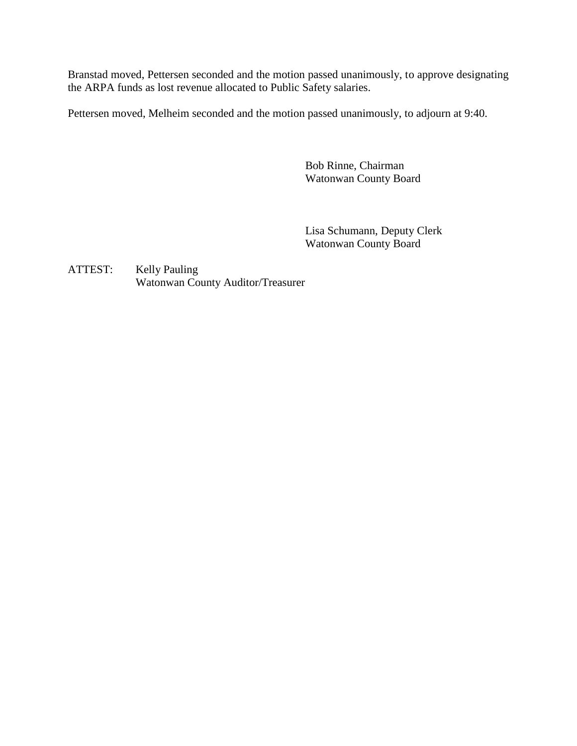Branstad moved, Pettersen seconded and the motion passed unanimously, to approve designating the ARPA funds as lost revenue allocated to Public Safety salaries.

Pettersen moved, Melheim seconded and the motion passed unanimously, to adjourn at 9:40.

Bob Rinne, Chairman
Watonwan County Board

Lisa Schumann, Deputy Clerk
Watonwan County Board

ATTEST: Kelly Pauling
Watonwan County Auditor/Treasurer